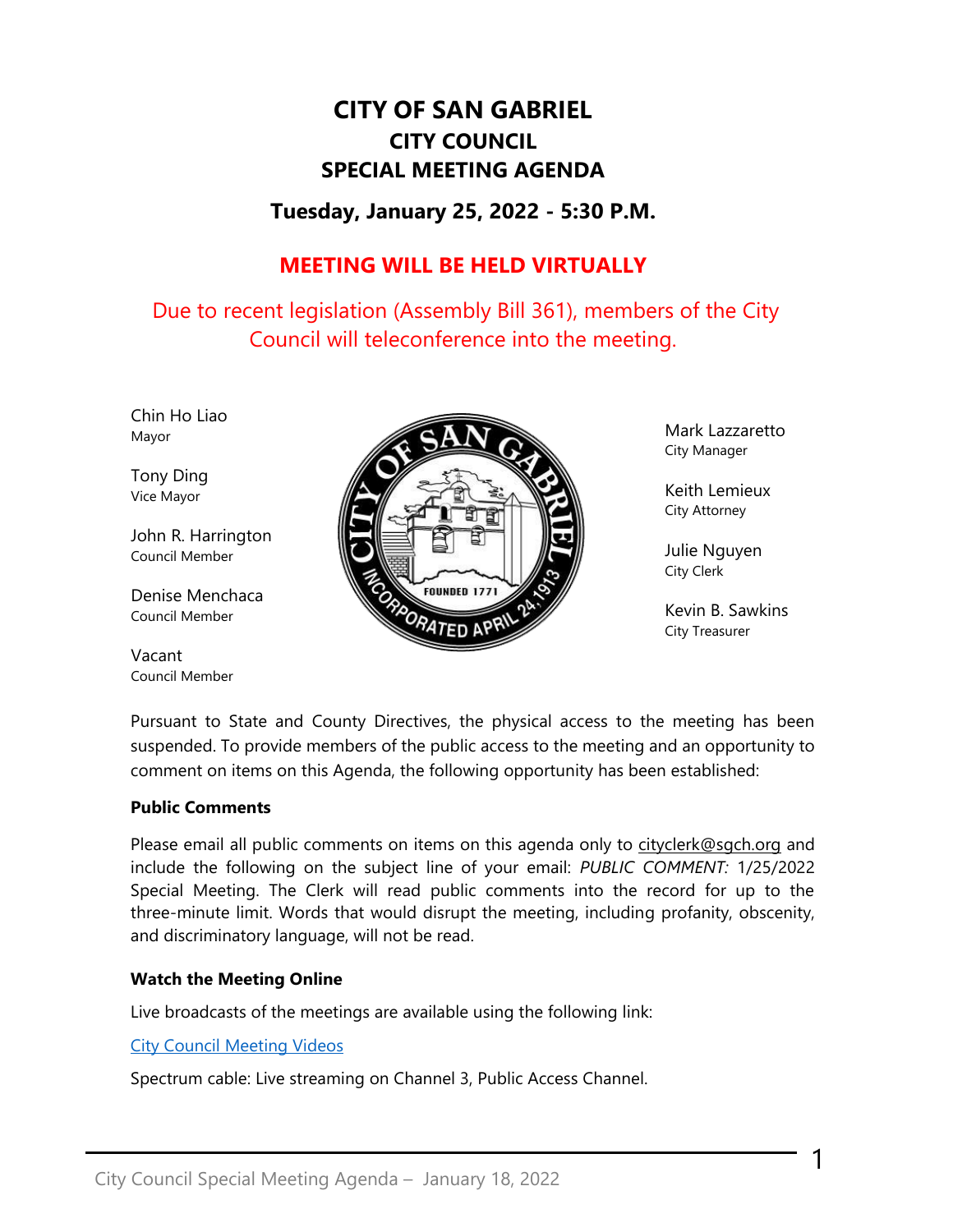# CITY OF SAN GABRIEL

## CITY COUNCIL

## SPECIAL MEETING AGENDA

### Tuesday, January 25, 2022 - 5:30 P.M.

**MEETING WILL BE HELD VIRTUALLY**

Due to recent legislation (Assembly Bill 361), members of the City Council will teleconference into the meeting.

Chin Ho Liao
Mayor

Tony Ding
Vice Mayor

John R. Harrington
Council Member

Denise Menchaca
Council Member

Vacant
Council Member

Mark Lazzaretto
City Manager

Keith Lemieux
City Attorney

Julie Nguyen
City Clerk

Kevin B. Sawkins
City Treasurer

Pursuant to State and County Directives, the physical access to the meeting has been suspended. To provide members of the public access to the meeting and an opportunity to comment on items on this Agenda, the following opportunity has been established:

**Public Comments**

Please email all public comments on items on this agenda only to cityclerk@sgch.org and include the following on the subject line of your email: *PUBLIC COMMENT:* 1/25/2022 Special Meeting. The Clerk will read public comments into the record for up to the three-minute limit. Words that would disrupt the meeting, including profanity, obscenity, and discriminatory language, will not be read.

**Watch the Meeting Online**

Live broadcasts of the meetings are available using the following link:

City Council Meeting Videos

Spectrum cable: Live streaming on Channel 3, Public Access Channel.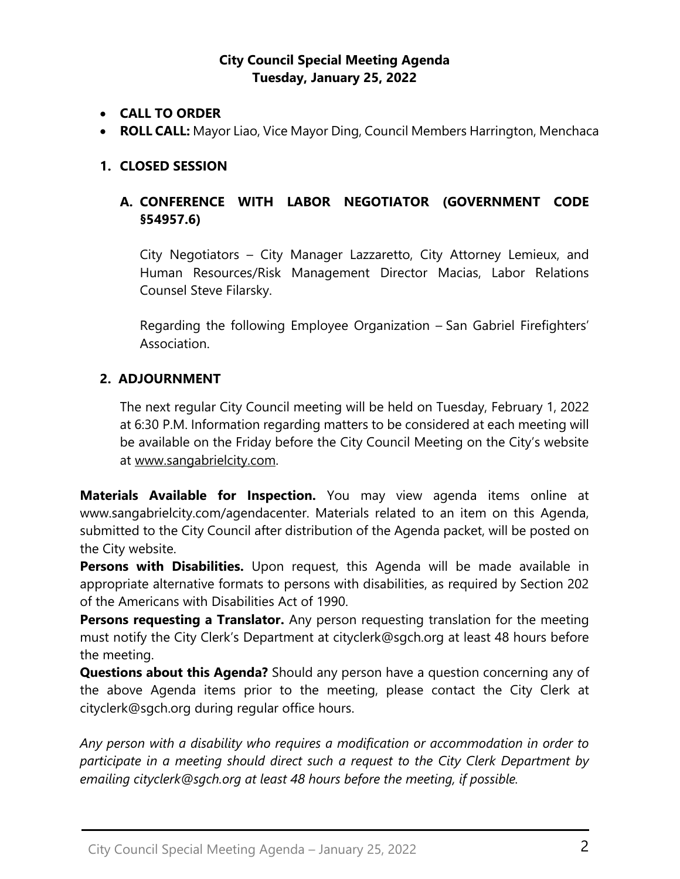**City Council Special Meeting Agenda**
**Tuesday, January 25, 2022**

- **CALL TO ORDER**
- **ROLL CALL:** Mayor Liao, Vice Mayor Ding, Council Members Harrington, Menchaca

## 1. CLOSED SESSION

### A. CONFERENCE WITH LABOR NEGOTIATOR (GOVERNMENT CODE §54957.6)

City Negotiators – City Manager Lazzaretto, City Attorney Lemieux, and Human Resources/Risk Management Director Macias, Labor Relations Counsel Steve Filarsky.

Regarding the following Employee Organization – San Gabriel Firefighters' Association.

## 2. ADJOURNMENT

The next regular City Council meeting will be held on Tuesday, February 1, 2022 at 6:30 P.M. Information regarding matters to be considered at each meeting will be available on the Friday before the City Council Meeting on the City's website at www.sangabrielcity.com.

**Materials Available for Inspection.** You may view agenda items online at www.sangabrielcity.com/agendacenter. Materials related to an item on this Agenda, submitted to the City Council after distribution of the Agenda packet, will be posted on the City website.

**Persons with Disabilities.** Upon request, this Agenda will be made available in appropriate alternative formats to persons with disabilities, as required by Section 202 of the Americans with Disabilities Act of 1990.

**Persons requesting a Translator.** Any person requesting translation for the meeting must notify the City Clerk's Department at cityclerk@sgch.org at least 48 hours before the meeting.

**Questions about this Agenda?** Should any person have a question concerning any of the above Agenda items prior to the meeting, please contact the City Clerk at cityclerk@sgch.org during regular office hours.

*Any person with a disability who requires a modification or accommodation in order to participate in a meeting should direct such a request to the City Clerk Department by emailing cityclerk@sgch.org at least 48 hours before the meeting, if possible.*